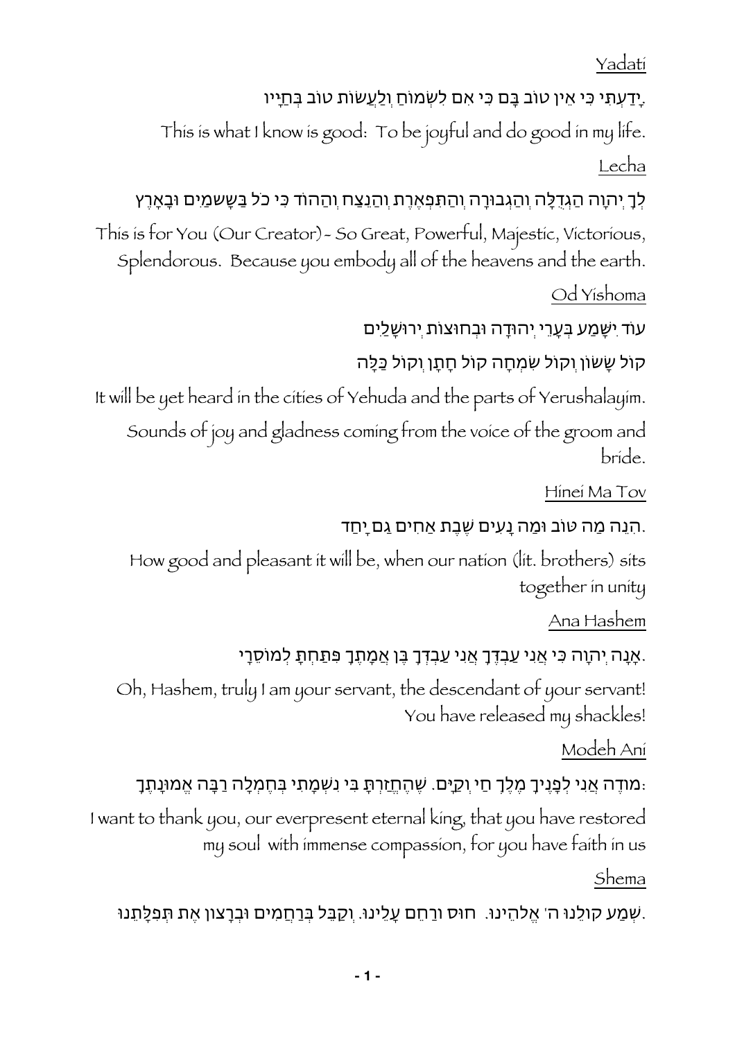## Yadati

יָדַעְתִּי כִּי אֵין טוֹב בָּם כִּי אִם לִשְׂמוֹחַ וְלַעֲשׂוֹת טוֹב בְּחַיָּיו.

This is what I know is good: To be joyful and do good in my life.

## Lecha

לְךָ יְהוָה הַגְּדֻלָּה וְהַגְּבוּרָה וְהַתִּפְאֶרֶת וְהַנֵּצַח וְהַהוֹד כִּי כֹל בַּשָּׁמַיִם וּבָאָרֶץ

This is for You (Our Creator) - So Great, Powerful, Majestic, Victorious, Splendorous. Because you embody all of the heavens and the earth.

## Od Yishoma

עוֹד יִשָּׁמַע בְּעָרֵי יְהוּדָה וּבְחוּצוֹת יְרוּשָׁלַיִם

קוֹל שָׂשׂוֹן וְקוֹל שִׂמְחָה קוֹל חָתָן וְקוֹל כַּלָּה

It will be yet heard in the cities of Yehuda and the parts of Yerushalayim. Sounds of joy and gladness coming from the voice of the groom and bride.

## Hinei Ma Tov

הִנֵּה מַה טּוֹב וּמַה נָּעִים שֶׁבֶת אַחִים גַּם יָחַד.

How good and pleasant it will be, when our nation (lit. brothers) sits together in unity

## Ana Hashem

אָנָּה יְהוָה כִּי אֲנִי עַבְדֶּךָ אֲנִי עַבְדְּךָ בֶּן אֲמָתֶךָ פִּתַּחְתָּ לְמוֹסֵרָי.

Oh, Hashem, truly I am your servant, the descendant of your servant! You have released my shackles!

## Modeh Ani

מוֹדֶה אֲנִי לְפָנֶיךָ מֶלֶךְ חַי וְקַיָּם. שֶׁהֶחֱזַרְתָּ בִּי נִשְׁמָתִי בְּחֶמְלָה רַבָּה אֱמוּנָתֶךָ:

I want to thank you, our everpresent eternal king, that you have restored my soul with immense compassion, for you have faith in us

## Shema

שְׁמַע קוֹלֵנוּ ה' אֱלֹהֵינוּ. חוּס וְרַחֵם עָלֵינוּ. וְקַבֵּל בְּרַחֲמִים וּבְרָצוֹן אֶת תְּפִלָּתֵנוּ.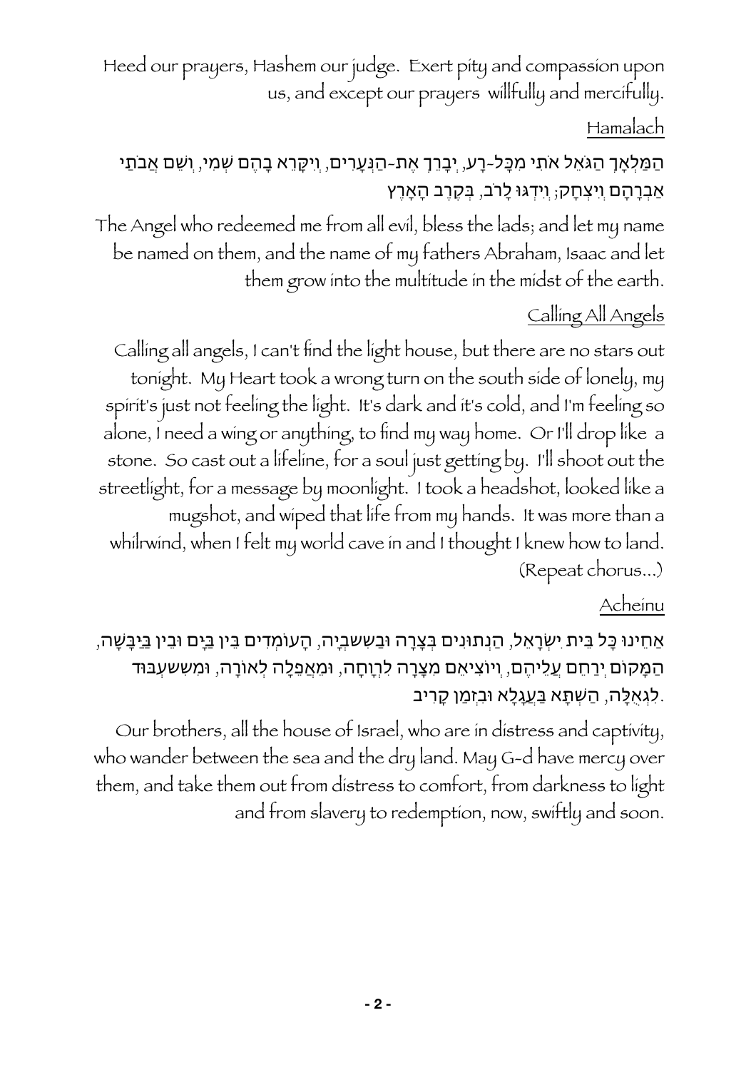Heed our prayers, Hashem our judge. Exert pity and compassion upon us, and except our prayers willfully and mercifully.

## Hamalach

הַמַּלְאָךְ הַגֹּאֵל אֹתִי מִכָּל-רָע, יְבָרֵךְ אֶת-הַנְּעָרִים, וְיִקָּרֵא בָהֶם שְׁמִי, וְשֵׁם אֲבֹתַי אַבְרָהָם וְיִצְחָק; וְיִדְגּוּ לָרֹב, בְּקֶרֶב הָאָרֶץ

The Angel who redeemed me from all evil, bless the lads; and let my name be named on them, and the name of my fathers Abraham, Isaac and let them grow into the multitude in the midst of the earth.

## Calling All Angels

Calling all angels, I can't find the light house, but there are no stars out tonight. My Heart took a wrong turn on the south side of lonely, my spirit's just not feeling the light. It's dark and it's cold, and I'm feeling so alone, I need a wing or anything, to find my way home. Or I'll drop like a stone. So cast out a lifeline, for a soul just getting by. I'll shoot out the streetlight, for a message by moonlight. I took a headshot, looked like a mugshot, and wiped that life from my hands. It was more than a whilrwind, when I felt my world cave in and I thought I knew how to land. (Repeat chorus...)

## Acheinu

אַחֵינוּ כָּל בֵּית יִשְׂרָאֵל, הַנְּתוּנִים בְּצָרָה וּבַשִּׁבְיָה, הָעוֹמְדִים בֵּין בַּיָּם וּבֵין בַּיַּבָּשָׁה, הַמָּקוֹם יְרַחֵם עֲלֵיהֶם, וְיוֹצִיאֵם מִצָּרָה לִרְוָחָה, וּמֵאֲפֵלָה לְאוֹרָה, וּמִשִּׁעְבּוּד לִגְאֻלָּה, הַשְׁתָּא בַּעֲגָלָא וּבִזְמַן קָרִיב.

Our brothers, all the house of Israel, who are in distress and captivity, who wander between the sea and the dry land. May G-d have mercy over them, and take them out from distress to comfort, from darkness to light and from slavery to redemption, now, swiftly and soon.